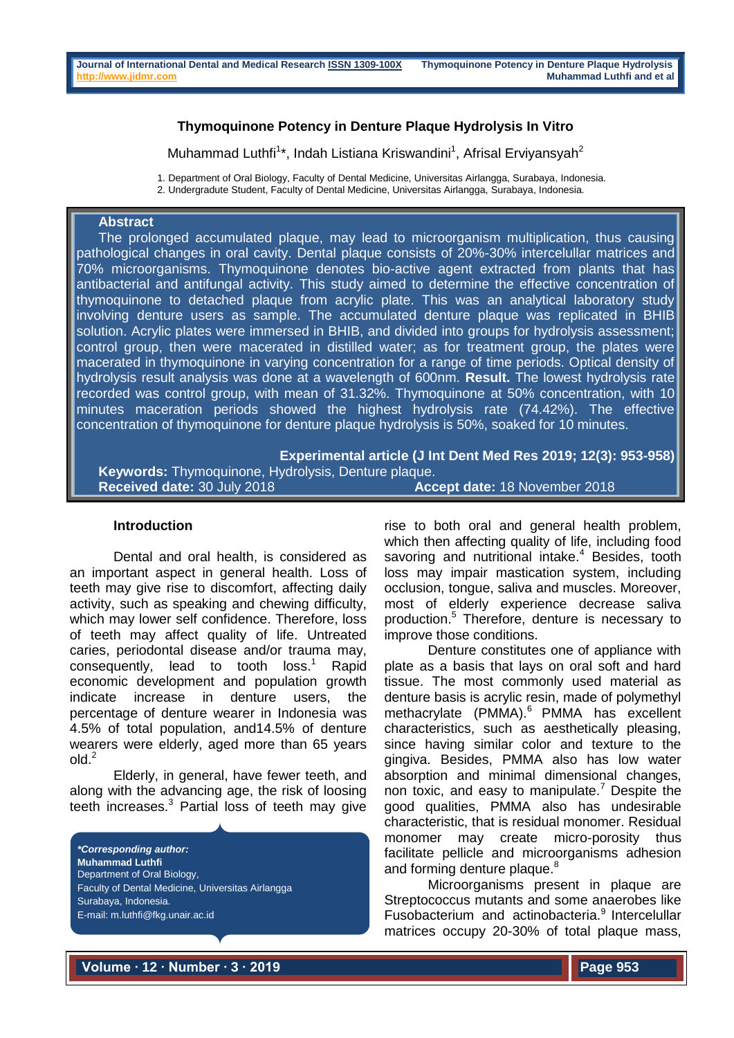# Thymoquinone Potency in Denture Plaque Hydrolysis In Vitro

Muhammad Luthfi[1]*, Indah Listiana Kriswandini[1], Afrisal Erviyansyah[2]

1. Department of Oral Biology, Faculty of Dental Medicine, Universitas Airlangga, Surabaya, Indonesia.
2. Undergradute Student, Faculty of Dental Medicine, Universitas Airlangga, Surabaya, Indonesia.

## Abstract

The prolonged accumulated plaque, may lead to microorganism multiplication, thus causing pathological changes in oral cavity. Dental plaque consists of 20%-30% intercelullar matrices and 70% microorganisms. Thymoquinone denotes bio-active agent extracted from plants that has antibacterial and antifungal activity. This study aimed to determine the effective concentration of thymoquinone to detached plaque from acrylic plate. This was an analytical laboratory study involving denture users as sample. The accumulated denture plaque was replicated in BHIB solution. Acrylic plates were immersed in BHIB, and divided into groups for hydrolysis assessment; control group, then were macerated in distilled water; as for treatment group, the plates were macerated in thymoquinone in varying concentration for a range of time periods. Optical density of hydrolysis result analysis was done at a wavelength of 600nm. **Result.** The lowest hydrolysis rate recorded was control group, with mean of 31.32%. Thymoquinone at 50% concentration, with 10 minutes maceration periods showed the highest hydrolysis rate (74.42%). The effective concentration of thymoquinone for denture plaque hydrolysis is 50%, soaked for 10 minutes.

**Experimental article (J Int Dent Med Res 2019; 12(3): 953-958)**

**Keywords:** Thymoquinone, Hydrolysis, Denture plaque.

**Received date:** 30 July 2018 **Accept date:** 18 November 2018

## Introduction

Dental and oral health, is considered as an important aspect in general health. Loss of teeth may give rise to discomfort, affecting daily activity, such as speaking and chewing difficulty, which may lower self confidence. Therefore, loss of teeth may affect quality of life. Untreated caries, periodontal disease and/or trauma may, consequently, lead to tooth loss.[1] Rapid economic development and population growth indicate increase in denture users, the percentage of denture wearer in Indonesia was 4.5% of total population, and14.5% of denture wearers were elderly, aged more than 65 years old.[2]

Elderly, in general, have fewer teeth, and along with the advancing age, the risk of loosing teeth increases.[3] Partial loss of teeth may give rise to both oral and general health problem, which then affecting quality of life, including food savoring and nutritional intake.[4] Besides, tooth loss may impair mastication system, including occlusion, tongue, saliva and muscles. Moreover, most of elderly experience decrease saliva production.[5] Therefore, denture is necessary to improve those conditions.

Denture constitutes one of appliance with plate as a basis that lays on oral soft and hard tissue. The most commonly used material as denture basis is acrylic resin, made of polymethyl methacrylate (PMMA).[6] PMMA has excellent characteristics, such as aesthetically pleasing, since having similar color and texture to the gingiva. Besides, PMMA also has low water absorption and minimal dimensional changes, non toxic, and easy to manipulate.[7] Despite the good qualities, PMMA also has undesirable characteristic, that is residual monomer. Residual monomer may create micro-porosity thus facilitate pellicle and microorganisms adhesion and forming denture plaque.[8]

Microorganisms present in plaque are Streptococcus mutants and some anaerobes like Fusobacterium and actinobacteria.[9] Intercelullar matrices occupy 20-30% of total plaque mass,

***Corresponding author:***
**Muhammad Luthfi**
Department of Oral Biology,
Faculty of Dental Medicine, Universitas Airlangga
Surabaya, Indonesia.
E-mail: m.luthfi@fkg.unair.ac.id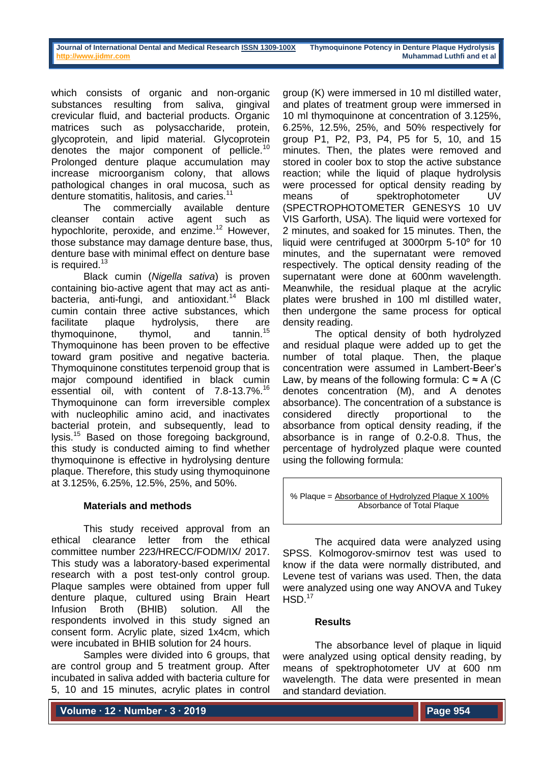which consists of organic and non-organic substances resulting from saliva, gingival crevicular fluid, and bacterial products. Organic matrices such as polysaccharide, protein, glycoprotein, and lipid material. Glycoprotein denotes the major component of pellicle.[10] Prolonged denture plaque accumulation may increase microorganism colony, that allows pathological changes in oral mucosa, such as denture stomatitis, halitosis, and caries.[11]

The commercially available denture cleanser contain active agent such as hypochlorite, peroxide, and enzime.[12] However, those substance may damage denture base, thus, denture base with minimal effect on denture base is required.[13]

Black cumin (*Nigella sativa*) is proven containing bio-active agent that may act as anti-bacteria, anti-fungi, and antioxidant.[14] Black cumin contain three active substances, which facilitate plaque hydrolysis, there are thymoquinone, thymol, and tannin.[15] Thymoquinone has been proven to be effective toward gram positive and negative bacteria. Thymoquinone constitutes terpenoid group that is major compound identified in black cumin essential oil, with content of 7.8-13.7%.[16] Thymoquinone can form irreversible complex with nucleophilic amino acid, and inactivates bacterial protein, and subsequently, lead to lysis.[15] Based on those foregoing background, this study is conducted aiming to find whether thymoquinone is effective in hydrolysing denture plaque. Therefore, this study using thymoquinone at 3.125%, 6.25%, 12.5%, 25%, and 50%.

## Materials and methods

This study received approval from an ethical clearance letter from the ethical committee number 223/HRECC/FODM/IX/ 2017. This study was a laboratory-based experimental research with a post test-only control group. Plaque samples were obtained from upper full denture plaque, cultured using Brain Heart Infusion Broth (BHIB) solution. All the respondents involved in this study signed an consent form. Acrylic plate, sized 1x4cm, which were incubated in BHIB solution for 24 hours.

Samples were divided into 6 groups, that are control group and 5 treatment group. After incubated in saliva added with bacteria culture for 5, 10 and 15 minutes, acrylic plates in control group (K) were immersed in 10 ml distilled water, and plates of treatment group were immersed in 10 ml thymoquinone at concentration of 3.125%, 6.25%, 12.5%, 25%, and 50% respectively for group P1, P2, P3, P4, P5 for 5, 10, and 15 minutes. Then, the plates were removed and stored in cooler box to stop the active substance reaction; while the liquid of plaque hydrolysis were processed for optical density reading by means of spektrophotometer UV (SPECTROPHOTOMETER GENESYS 10 UV VIS Garforth, USA). The liquid were vortexed for 2 minutes, and soaked for 15 minutes. Then, the liquid were centrifuged at 3000rpm 5-10º for 10 minutes, and the supernatant were removed respectively. The optical density reading of the supernatant were done at 600nm wavelength. Meanwhile, the residual plaque at the acrylic plates were brushed in 100 ml distilled water, then undergone the same process for optical density reading.

The optical density of both hydrolyzed and residual plaque were added up to get the number of total plaque. Then, the plaque concentration were assumed in Lambert-Beer's Law, by means of the following formula: $C \approx A$ (C denotes concentration (M), and A denotes absorbance). The concentration of a substance is considered directly proportional to the absorbance from optical density reading, if the absorbance is in range of 0.2-0.8. Thus, the percentage of hydrolyzed plaque were counted using the following formula:

$$\% \text{ Plaque} = \frac{\text{Absorbance of Hydrolyzed Plaque X } 100\%}{\text{Absorbance of Total Plaque}}$$

The acquired data were analyzed using SPSS. Kolmogorov-smirnov test was used to know if the data were normally distributed, and Levene test of varians was used. Then, the data were analyzed using one way ANOVA and Tukey HSD.[17]

## Results

The absorbance level of plaque in liquid were analyzed using optical density reading, by means of spektrophotometer UV at 600 nm wavelength. The data were presented in mean and standard deviation.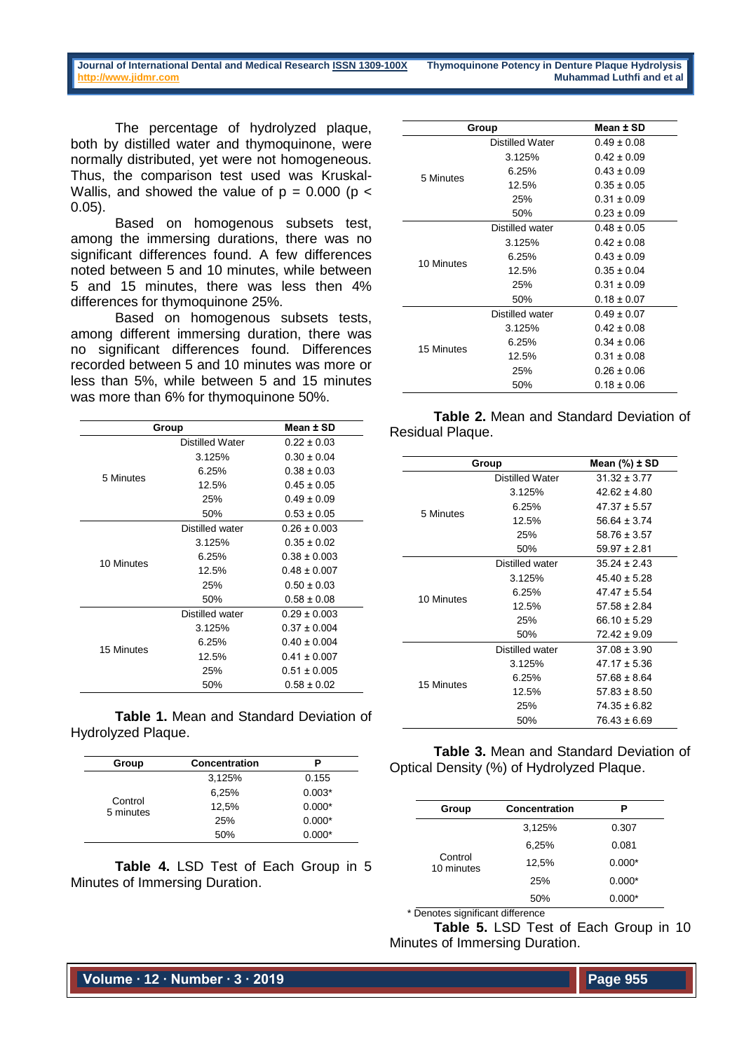The percentage of hydrolyzed plaque, both by distilled water and thymoquinone, were normally distributed, yet were not homogeneous. Thus, the comparison test used was Kruskal-Wallis, and showed the value of $p = 0.000$ ($p < 0.05$).

Based on homogenous subsets test, among the immersing durations, there was no significant differences found. A few differences noted between 5 and 10 minutes, while between 5 and 15 minutes, there was less then 4% differences for thymoquinone 25%.

Based on homogenous subsets tests, among different immersing duration, there was no significant differences found. Differences recorded between 5 and 10 minutes was more or less than 5%, while between 5 and 15 minutes was more than 6% for thymoquinone 50%.

| Group | | Mean ± SD |
|---|---|---|
| 5 Minutes | Distilled Water | 0.22 ± 0.03 |
| | 3.125% | 0.30 ± 0.04 |
| | 6.25% | 0.38 ± 0.03 |
| | 12.5% | 0.45 ± 0.05 |
| | 25% | 0.49 ± 0.09 |
| | 50% | 0.53 ± 0.05 |
| 10 Minutes | Distilled water | 0.26 ± 0.003 |
| | 3.125% | 0.35 ± 0.02 |
| | 6.25% | 0.38 ± 0.003 |
| | 12.5% | 0.48 ± 0.007 |
| | 25% | 0.50 ± 0.03 |
| | 50% | 0.58 ± 0.08 |
| 15 Minutes | Distilled water | 0.29 ± 0.003 |
| | 3.125% | 0.37 ± 0.004 |
| | 6.25% | 0.40 ± 0.004 |
| | 12.5% | 0.41 ± 0.007 |
| | 25% | 0.51 ± 0.005 |
| | 50% | 0.58 ± 0.02 |

**Table 1.** Mean and Standard Deviation of Hydrolyzed Plaque.

| Group | Concentration | P |
|---|---|---|
| Control 5 minutes | 3,125% | 0.155 |
| | 6,25% | 0.003* |
| | 12,5% | 0.000* |
| | 25% | 0.000* |
| | 50% | 0.000* |

**Table 4.** LSD Test of Each Group in 5 Minutes of Immersing Duration.

| Group | | Mean ± SD |
|---|---|---|
| 5 Minutes | Distilled Water | 0.49 ± 0.08 |
| | 3.125% | 0.42 ± 0.09 |
| | 6.25% | 0.43 ± 0.09 |
| | 12.5% | 0.35 ± 0.05 |
| | 25% | 0.31 ± 0.09 |
| | 50% | 0.23 ± 0.09 |
| 10 Minutes | Distilled water | 0.48 ± 0.05 |
| | 3.125% | 0.42 ± 0.08 |
| | 6.25% | 0.43 ± 0.09 |
| | 12.5% | 0.35 ± 0.04 |
| | 25% | 0.31 ± 0.09 |
| | 50% | 0.18 ± 0.07 |
| 15 Minutes | Distilled water | 0.49 ± 0.07 |
| | 3.125% | 0.42 ± 0.08 |
| | 6.25% | 0.34 ± 0.06 |
| | 12.5% | 0.31 ± 0.08 |
| | 25% | 0.26 ± 0.06 |
| | 50% | 0.18 ± 0.06 |

**Table 2.** Mean and Standard Deviation of Residual Plaque.

| Group | | Mean (%) ± SD |
|---|---|---|
| 5 Minutes | Distilled Water | 31.32 ± 3.77 |
| | 3.125% | 42.62 ± 4.80 |
| | 6.25% | 47.37 ± 5.57 |
| | 12.5% | 56.64 ± 3.74 |
| | 25% | 58.76 ± 3.57 |
| | 50% | 59.97 ± 2.81 |
| 10 Minutes | Distilled water | 35.24 ± 2.43 |
| | 3.125% | 45.40 ± 5.28 |
| | 6.25% | 47.47 ± 5.54 |
| | 12.5% | 57.58 ± 2.84 |
| | 25% | 66.10 ± 5.29 |
| | 50% | 72.42 ± 9.09 |
| 15 Minutes | Distilled water | 37.08 ± 3.90 |
| | 3.125% | 47.17 ± 5.36 |
| | 6.25% | 57.68 ± 8.64 |
| | 12.5% | 57.83 ± 8.50 |
| | 25% | 74.35 ± 6.82 |
| | 50% | 76.43 ± 6.69 |

**Table 3.** Mean and Standard Deviation of Optical Density (%) of Hydrolyzed Plaque.

| Group | Concentration | P |
|---|---|---|
| Control 10 minutes | 3,125% | 0.307 |
| | 6,25% | 0.081 |
| | 12,5% | 0.000* |
| | 25% | 0.000* |
| | 50% | 0.000* |

\* Denotes significant difference

**Table 5.** LSD Test of Each Group in 10 Minutes of Immersing Duration.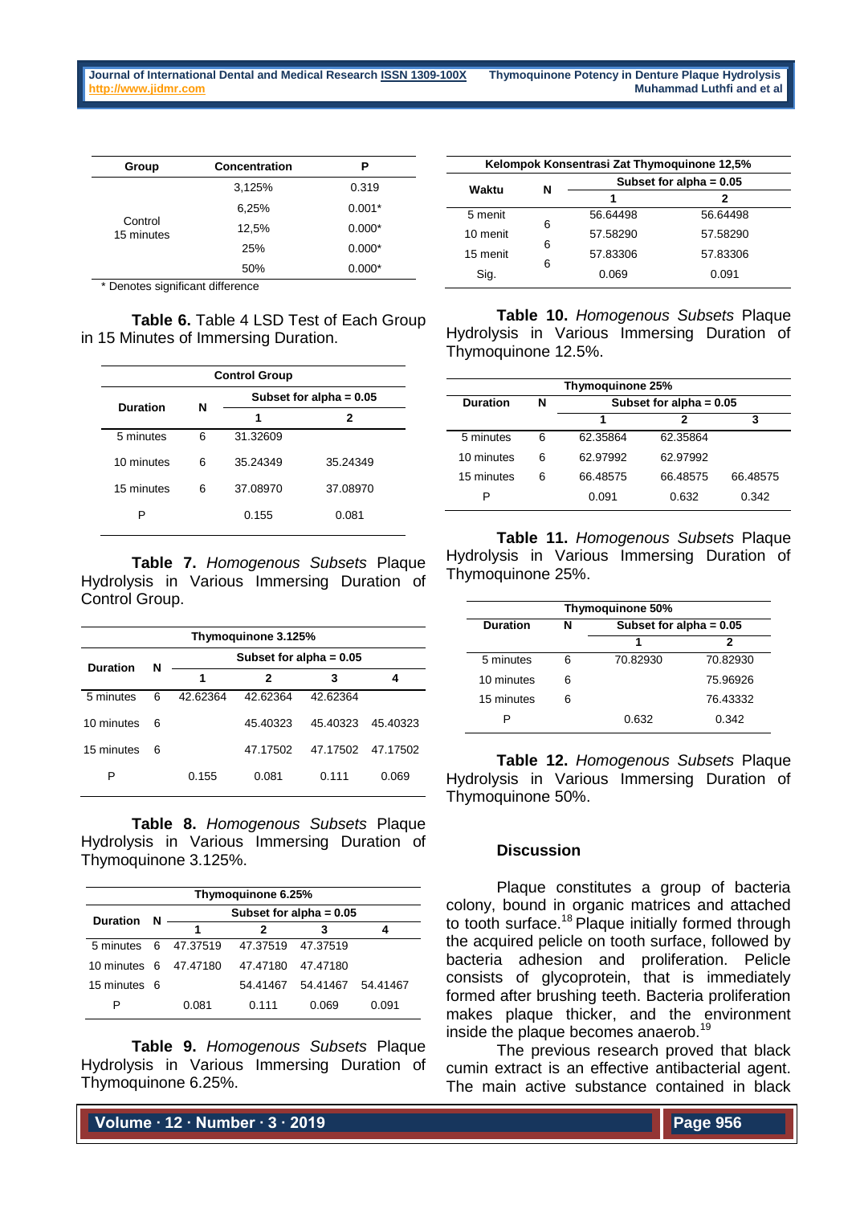| Group | Concentration | P |
|---|---|---|
| Control 15 minutes | 3,125% | 0.319 |
| | 6,25% | 0.001* |
| | 12,5% | 0.000* |
| | 25% | 0.000* |
| | 50% | 0.000* |

\* Denotes significant difference

**Table 6.** Table 4 LSD Test of Each Group in 15 Minutes of Immersing Duration.

| Control Group | | | |
|---|---|---|---|
| **Duration** | **N** | **Subset for alpha = 0.05** | |
| | | **1** | **2** |
| 5 minutes | 6 | 31.32609 | |
| 10 minutes | 6 | 35.24349 | 35.24349 |
| 15 minutes | 6 | 37.08970 | 37.08970 |
| P | | 0.155 | 0.081 |

**Table 7.** *Homogenous Subsets* Plaque Hydrolysis in Various Immersing Duration of Control Group.

| Thymoquinone 3.125% | | | | | |
|---|---|---|---|---|---|
| **Duration** | **N** | **Subset for alpha = 0.05** | | | |
| | | **1** | **2** | **3** | **4** |
| 5 minutes | 6 | 42.62364 | 42.62364 | 42.62364 | |
| 10 minutes | 6 | | 45.40323 | 45.40323 | 45.40323 |
| 15 minutes | 6 | | 47.17502 | 47.17502 | 47.17502 |
| P | | 0.155 | 0.081 | 0.111 | 0.069 |

**Table 8.** *Homogenous Subsets* Plaque Hydrolysis in Various Immersing Duration of Thymoquinone 3.125%.

| Thymoquinone 6.25% | | | | | |
|---|---|---|---|---|---|
| **Duration** | **N** | **Subset for alpha = 0.05** | | | |
| | | **1** | **2** | **3** | **4** |
| 5 minutes | 6 | 47.37519 | 47.37519 | 47.37519 | |
| 10 minutes | 6 | 47.47180 | 47.47180 | 47.47180 | |
| 15 minutes | 6 | | 54.41467 | 54.41467 | 54.41467 |
| P | | 0.081 | 0.111 | 0.069 | 0.091 |

**Table 9.** *Homogenous Subsets* Plaque Hydrolysis in Various Immersing Duration of Thymoquinone 6.25%.

| Kelompok Konsentrasi Zat Thymoquinone 12,5% | | | |
|---|---|---|---|
| **Waktu** | **N** | **Subset for alpha = 0.05** | |
| | | **1** | **2** |
| 5 menit | 6 | 56.64498 | 56.64498 |
| 10 menit | 6 | 57.58290 | 57.58290 |
| 15 menit | 6 | 57.83306 | 57.83306 |
| Sig. | | 0.069 | 0.091 |

**Table 10.** *Homogenous Subsets* Plaque Hydrolysis in Various Immersing Duration of Thymoquinone 12.5%.

| Thymoquinone 25% | | | | |
|---|---|---|---|---|
| **Duration** | **N** | **Subset for alpha = 0.05** | | |
| | | **1** | **2** | **3** |
| 5 minutes | 6 | 62.35864 | 62.35864 | |
| 10 minutes | 6 | 62.97992 | 62.97992 | |
| 15 minutes | 6 | 66.48575 | 66.48575 | 66.48575 |
| P | | 0.091 | 0.632 | 0.342 |

**Table 11.** *Homogenous Subsets* Plaque Hydrolysis in Various Immersing Duration of Thymoquinone 25%.

| Thymoquinone 50% | | | |
|---|---|---|---|
| **Duration** | **N** | **Subset for alpha = 0.05** | |
| | | **1** | **2** |
| 5 minutes | 6 | 70.82930 | 70.82930 |
| 10 minutes | 6 | | 75.96926 |
| 15 minutes | 6 | | 76.43332 |
| P | | 0.632 | 0.342 |

**Table 12.** *Homogenous Subsets* Plaque Hydrolysis in Various Immersing Duration of Thymoquinone 50%.

## Discussion

Plaque constitutes a group of bacteria colony, bound in organic matrices and attached to tooth surface.[18] Plaque initially formed through the acquired pelicle on tooth surface, followed by bacteria adhesion and proliferation. Pelicle consists of glycoprotein, that is immediately formed after brushing teeth. Bacteria proliferation makes plaque thicker, and the environment inside the plaque becomes anaerob.[19]

The previous research proved that black cumin extract is an effective antibacterial agent. The main active substance contained in black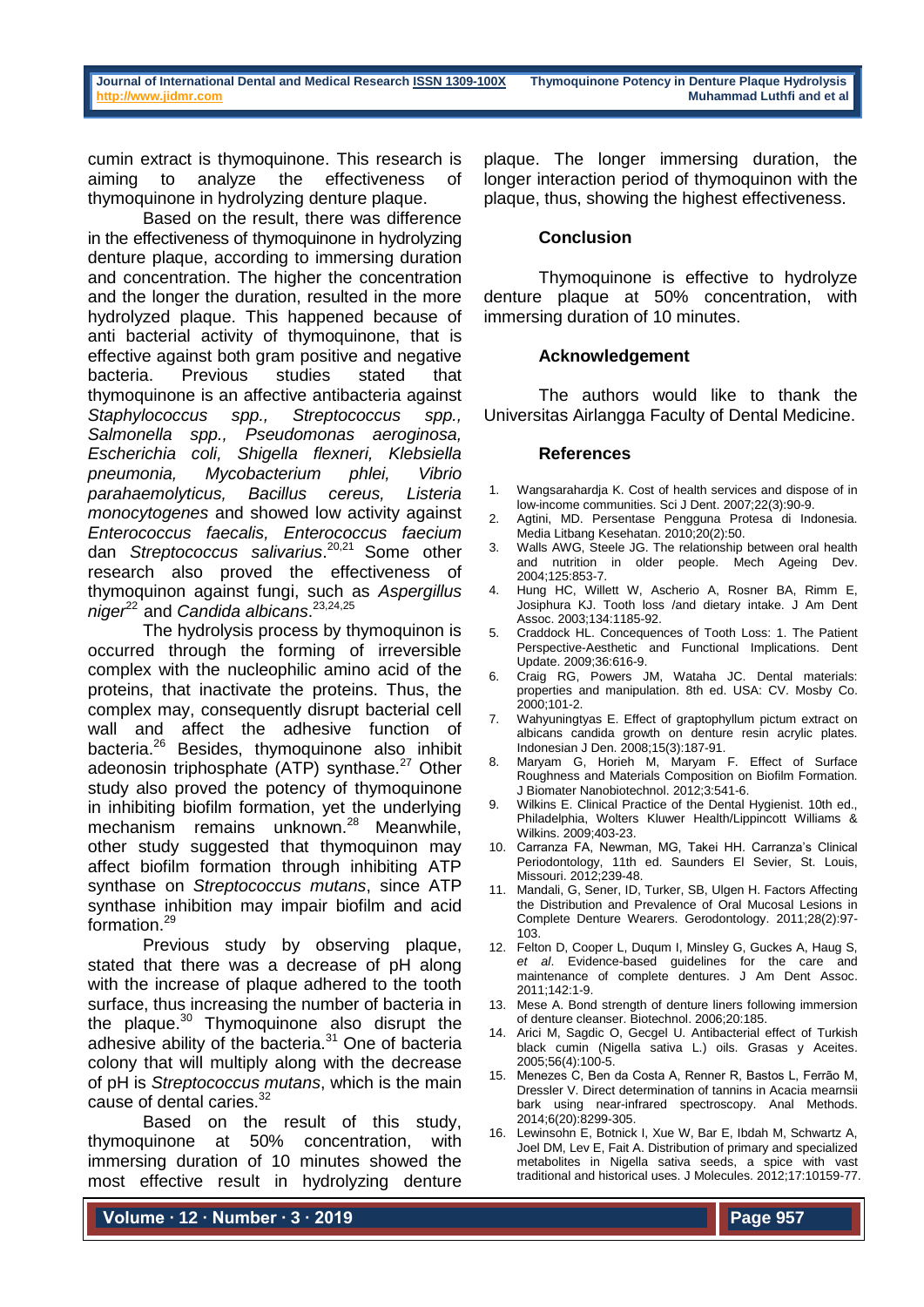cumin extract is thymoquinone. This research is aiming to analyze the effectiveness of thymoquinone in hydrolyzing denture plaque.

Based on the result, there was difference in the effectiveness of thymoquinone in hydrolyzing denture plaque, according to immersing duration and concentration. The higher the concentration and the longer the duration, resulted in the more hydrolyzed plaque. This happened because of anti bacterial activity of thymoquinone, that is effective against both gram positive and negative bacteria. Previous studies stated that thymoquinone is an affective antibacteria against *Staphylococcus spp., Streptococcus spp., Salmonella spp., Pseudomonas aeroginosa, Escherichia coli, Shigella flexneri, Klebsiella pneumonia, Mycobacterium phlei, Vibrio parahaemolyticus, Bacillus cereus, Listeria monocytogenes* and showed low activity against *Enterococcus faecalis, Enterococcus faecium* dan *Streptococcus salivarius*.[20,21] Some other research also proved the effectiveness of thymoquinon against fungi, such as *Aspergillus niger*[22] and *Candida albicans*.[23,24,25]

The hydrolysis process by thymoquinon is occurred through the forming of irreversible complex with the nucleophilic amino acid of the proteins, that inactivate the proteins. Thus, the complex may, consequently disrupt bacterial cell wall and affect the adhesive function of bacteria.[26] Besides, thymoquinone also inhibit adeonosin triphosphate (ATP) synthase.[27] Other study also proved the potency of thymoquinone in inhibiting biofilm formation, yet the underlying mechanism remains unknown.[28] Meanwhile, other study suggested that thymoquinon may affect biofilm formation through inhibiting ATP synthase on *Streptococcus mutans*, since ATP synthase inhibition may impair biofilm and acid formation.[29]

Previous study by observing plaque, stated that there was a decrease of pH along with the increase of plaque adhered to the tooth surface, thus increasing the number of bacteria in the plaque.[30] Thymoquinone also disrupt the adhesive ability of the bacteria.[31] One of bacteria colony that will multiply along with the decrease of pH is *Streptococcus mutans*, which is the main cause of dental caries.[32]

Based on the result of this study, thymoquinone at 50% concentration, with immersing duration of 10 minutes showed the most effective result in hydrolyzing denture plaque. The longer immersing duration, the longer interaction period of thymoquinon with the plaque, thus, showing the highest effectiveness.

## Conclusion

Thymoquinone is effective to hydrolyze denture plaque at 50% concentration, with immersing duration of 10 minutes.

## Acknowledgement

The authors would like to thank the Universitas Airlangga Faculty of Dental Medicine.

## References

1. Wangsarahardja K. Cost of health services and dispose of in low-income communities. Sci J Dent. 2007;22(3):90-9.
2. Agtini, MD. Persentase Pengguna Protesa di Indonesia. Media Litbang Kesehatan. 2010;20(2):50.
3. Walls AWG, Steele JG. The relationship between oral health and nutrition in older people. Mech Ageing Dev. 2004;125:853-7.
4. Hung HC, Willett W, Ascherio A, Rosner BA, Rimm E, Josiphura KJ. Tooth loss /and dietary intake. J Am Dent Assoc. 2003;134:1185-92.
5. Craddock HL. Concequences of Tooth Loss: 1. The Patient Perspective-Aesthetic and Functional Implications. Dent Update. 2009;36:616-9.
6. Craig RG, Powers JM, Wataha JC. Dental materials: properties and manipulation. 8th ed. USA: CV. Mosby Co. 2000;101-2.
7. Wahyuningtyas E. Effect of graptophyllum pictum extract on albicans candida growth on denture resin acrylic plates. Indonesian J Den. 2008;15(3):187-91.
8. Maryam G, Horieh M, Maryam F. Effect of Surface Roughness and Materials Composition on Biofilm Formation. J Biomater Nanobiotechnol. 2012;3:541-6.
9. Wilkins E. Clinical Practice of the Dental Hygienist. 10th ed., Philadelphia, Wolters Kluwer Health/Lippincott Williams & Wilkins. 2009;403-23.
10. Carranza FA, Newman, MG, Takei HH. Carranza's Clinical Periodontology, 11th ed. Saunders El Sevier, St. Louis, Missouri. 2012;239-48.
11. Mandali, G, Sener, ID, Turker, SB, Ulgen H. Factors Affecting the Distribution and Prevalence of Oral Mucosal Lesions in Complete Denture Wearers. Gerodontology. 2011;28(2):97-103.
12. Felton D, Cooper L, Duqum I, Minsley G, Guckes A, Haug S, *et al*. Evidence-based guidelines for the care and maintenance of complete dentures. J Am Dent Assoc. 2011;142:1-9.
13. Mese A. Bond strength of denture liners following immersion of denture cleanser. Biotechnol. 2006;20:185.
14. Arici M, Sagdic O, Gecgel U. Antibacterial effect of Turkish black cumin (Nigella sativa L.) oils. Grasas y Aceites. 2005;56(4):100-5.
15. Menezes C, Ben da Costa A, Renner R, Bastos L, Ferrão M, Dressler V. Direct determination of tannins in Acacia mearnsii bark using near-infrared spectroscopy. Anal Methods. 2014;6(20):8299-305.
16. Lewinsohn E, Botnick I, Xue W, Bar E, Ibdah M, Schwartz A, Joel DM, Lev E, Fait A. Distribution of primary and specialized metabolites in Nigella sativa seeds, a spice with vast traditional and historical uses. J Molecules. 2012;17:10159-77.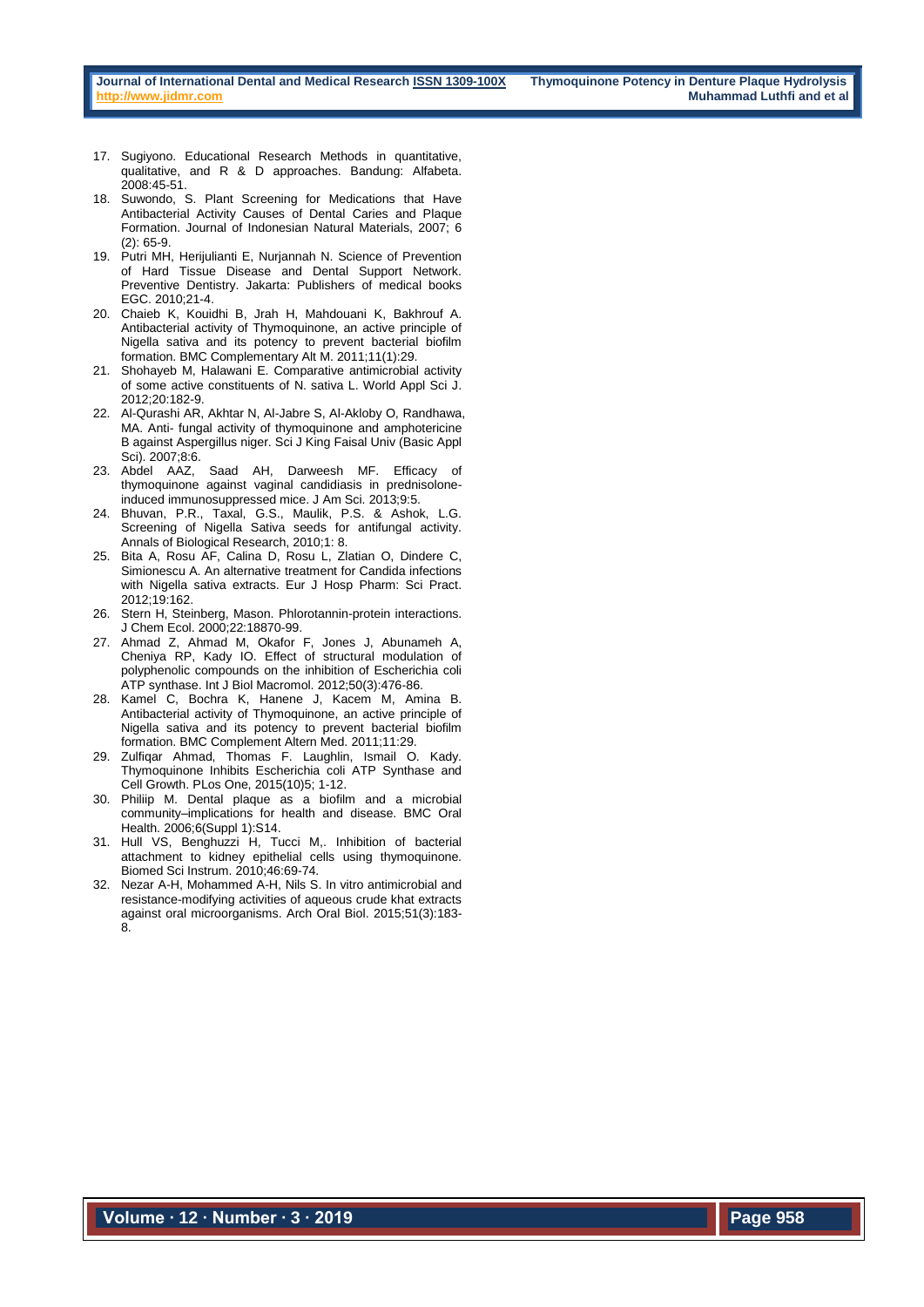17. Sugiyono. Educational Research Methods in quantitative, qualitative, and R & D approaches. Bandung: Alfabeta. 2008:45-51.
18. Suwondo, S. Plant Screening for Medications that Have Antibacterial Activity Causes of Dental Caries and Plaque Formation. Journal of Indonesian Natural Materials, 2007; 6 (2): 65-9.
19. Putri MH, Herijulianti E, Nurjannah N. Science of Prevention of Hard Tissue Disease and Dental Support Network. Preventive Dentistry. Jakarta: Publishers of medical books EGC. 2010;21-4.
20. Chaieb K, Kouidhi B, Jrah H, Mahdouani K, Bakhrouf A. Antibacterial activity of Thymoquinone, an active principle of Nigella sativa and its potency to prevent bacterial biofilm formation. BMC Complementary Alt M. 2011;11(1):29.
21. Shohayeb M, Halawani E. Comparative antimicrobial activity of some active constituents of N. sativa L. World Appl Sci J. 2012;20:182-9.
22. Al-Qurashi AR, Akhtar N, Al-Jabre S, Al-Akloby O, Randhawa, MA. Anti- fungal activity of thymoquinone and amphotericine B against Aspergillus niger. Sci J King Faisal Univ (Basic Appl Sci). 2007;8:6.
23. Abdel AAZ, Saad AH, Darweesh MF. Efficacy of thymoquinone against vaginal candidiasis in prednisolone-induced immunosuppressed mice. J Am Sci. 2013;9:5.
24. Bhuvan, P.R., Taxal, G.S., Maulik, P.S. & Ashok, L.G. Screening of Nigella Sativa seeds for antifungal activity. Annals of Biological Research, 2010;1: 8.
25. Bita A, Rosu AF, Calina D, Rosu L, Zlatian O, Dindere C, Simionescu A. An alternative treatment for Candida infections with Nigella sativa extracts. Eur J Hosp Pharm: Sci Pract. 2012;19:162.
26. Stern H, Steinberg, Mason. Phlorotannin-protein interactions. J Chem Ecol. 2000;22:18870-99.
27. Ahmad Z, Ahmad M, Okafor F, Jones J, Abunameh A, Cheniya RP, Kady IO. Effect of structural modulation of polyphenolic compounds on the inhibition of Escherichia coli ATP synthase. Int J Biol Macromol. 2012;50(3):476-86.
28. Kamel C, Bochra K, Hanene J, Kacem M, Amina B. Antibacterial activity of Thymoquinone, an active principle of Nigella sativa and its potency to prevent bacterial biofilm formation. BMC Complement Altern Med. 2011;11:29.
29. Zulfiqar Ahmad, Thomas F. Laughlin, Ismail O. Kady. Thymoquinone Inhibits Escherichia coli ATP Synthase and Cell Growth. PLos One, 2015(10)5; 1-12.
30. Philiip M. Dental plaque as a biofilm and a microbial community–implications for health and disease. BMC Oral Health. 2006;6(Suppl 1):S14.
31. Hull VS, Benghuzzi H, Tucci M,. Inhibition of bacterial attachment to kidney epithelial cells using thymoquinone. Biomed Sci Instrum. 2010;46:69-74.
32. Nezar A-H, Mohammed A-H, Nils S. In vitro antimicrobial and resistance-modifying activities of aqueous crude khat extracts against oral microorganisms. Arch Oral Biol. 2015;51(3):183-8.